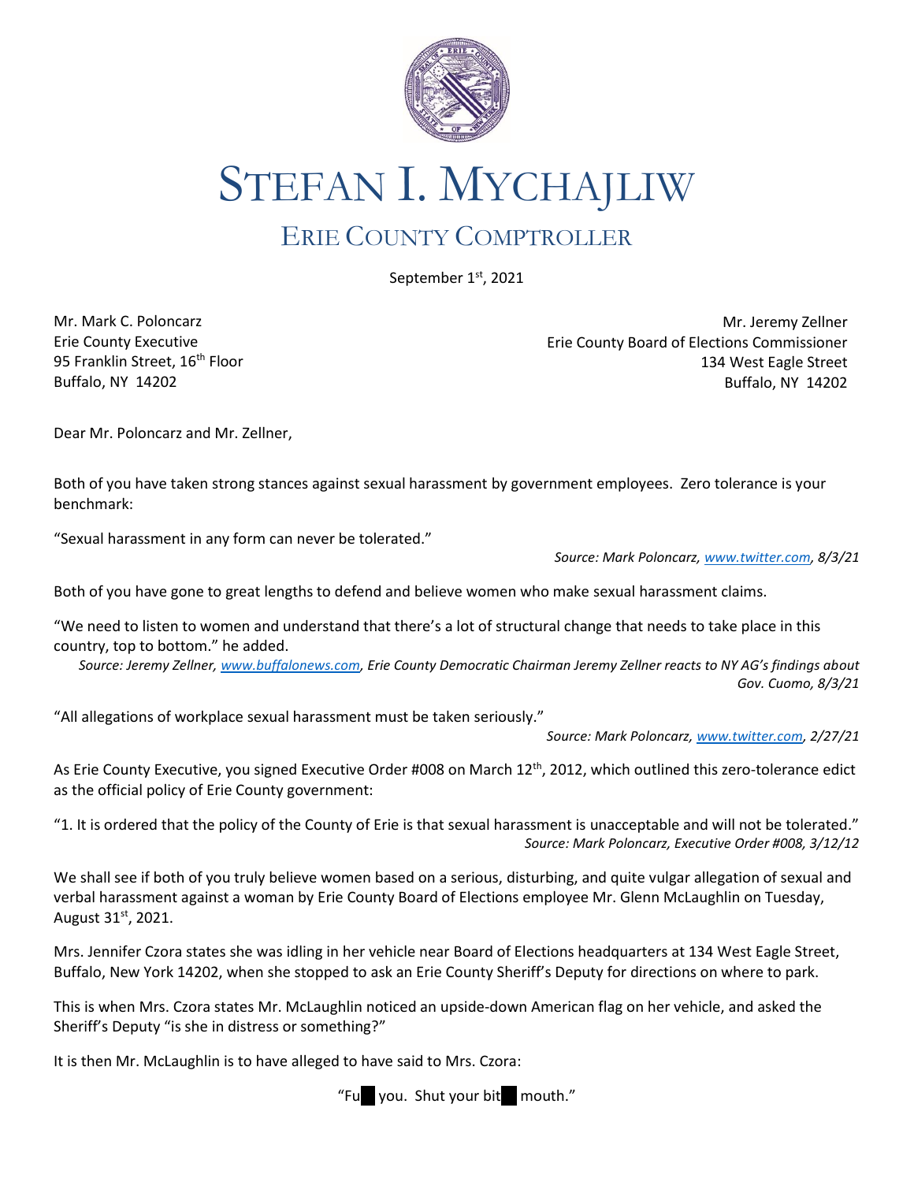# STEFAN I. MYCHAJLIW

## ERIE COUNTY COMPTROLLER

September 1st, 2021

Mr. Mark C. Poloncarz
Erie County Executive
95 Franklin Street, 16th Floor
Buffalo, NY 14202

Mr. Jeremy Zellner
Erie County Board of Elections Commissioner
134 West Eagle Street
Buffalo, NY 14202

Dear Mr. Poloncarz and Mr. Zellner,

Both of you have taken strong stances against sexual harassment by government employees. Zero tolerance is your benchmark:

"Sexual harassment in any form can never be tolerated."

*Source: Mark Poloncarz, www.twitter.com, 8/3/21*

Both of you have gone to great lengths to defend and believe women who make sexual harassment claims.

"We need to listen to women and understand that there's a lot of structural change that needs to take place in this country, top to bottom." he added.

*Source: Jeremy Zellner, www.buffalonews.com, Erie County Democratic Chairman Jeremy Zellner reacts to NY AG's findings about Gov. Cuomo, 8/3/21*

"All allegations of workplace sexual harassment must be taken seriously."

*Source: Mark Poloncarz, www.twitter.com, 2/27/21*

As Erie County Executive, you signed Executive Order #008 on March 12th, 2012, which outlined this zero-tolerance edict as the official policy of Erie County government:

"1. It is ordered that the policy of the County of Erie is that sexual harassment is unacceptable and will not be tolerated."

*Source: Mark Poloncarz, Executive Order #008, 3/12/12*

We shall see if both of you truly believe women based on a serious, disturbing, and quite vulgar allegation of sexual and verbal harassment against a woman by Erie County Board of Elections employee Mr. Glenn McLaughlin on Tuesday, August 31st, 2021.

Mrs. Jennifer Czora states she was idling in her vehicle near Board of Elections headquarters at 134 West Eagle Street, Buffalo, New York 14202, when she stopped to ask an Erie County Sheriff's Deputy for directions on where to park.

This is when Mrs. Czora states Mr. McLaughlin noticed an upside-down American flag on her vehicle, and asked the Sheriff's Deputy "is she in distress or something?"

It is then Mr. McLaughlin is to have alleged to have said to Mrs. Czora:

"Fu█ you. Shut your bit█ mouth."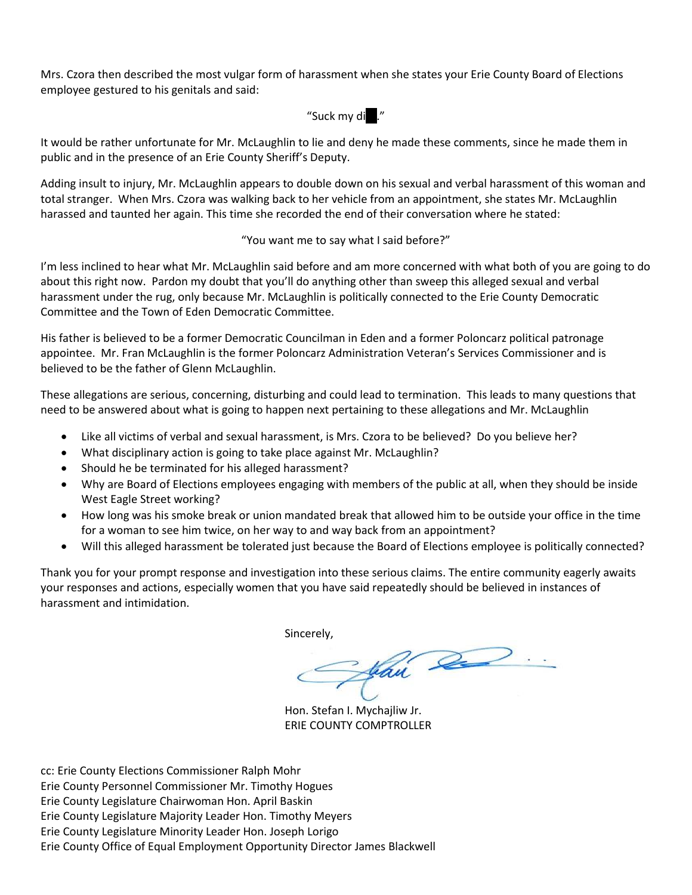Mrs. Czora then described the most vulgar form of harassment when she states your Erie County Board of Elections employee gestured to his genitals and said:

"Suck my di█."

It would be rather unfortunate for Mr. McLaughlin to lie and deny he made these comments, since he made them in public and in the presence of an Erie County Sheriff's Deputy.

Adding insult to injury, Mr. McLaughlin appears to double down on his sexual and verbal harassment of this woman and total stranger. When Mrs. Czora was walking back to her vehicle from an appointment, she states Mr. McLaughlin harassed and taunted her again. This time she recorded the end of their conversation where he stated:

"You want me to say what I said before?"

I'm less inclined to hear what Mr. McLaughlin said before and am more concerned with what both of you are going to do about this right now. Pardon my doubt that you'll do anything other than sweep this alleged sexual and verbal harassment under the rug, only because Mr. McLaughlin is politically connected to the Erie County Democratic Committee and the Town of Eden Democratic Committee.

His father is believed to be a former Democratic Councilman in Eden and a former Poloncarz political patronage appointee. Mr. Fran McLaughlin is the former Poloncarz Administration Veteran's Services Commissioner and is believed to be the father of Glenn McLaughlin.

These allegations are serious, concerning, disturbing and could lead to termination. This leads to many questions that need to be answered about what is going to happen next pertaining to these allegations and Mr. McLaughlin

- Like all victims of verbal and sexual harassment, is Mrs. Czora to be believed? Do you believe her?
- What disciplinary action is going to take place against Mr. McLaughlin?
- Should he be terminated for his alleged harassment?
- Why are Board of Elections employees engaging with members of the public at all, when they should be inside West Eagle Street working?
- How long was his smoke break or union mandated break that allowed him to be outside your office in the time for a woman to see him twice, on her way to and way back from an appointment?
- Will this alleged harassment be tolerated just because the Board of Elections employee is politically connected?

Thank you for your prompt response and investigation into these serious claims. The entire community eagerly awaits your responses and actions, especially women that you have said repeatedly should be believed in instances of harassment and intimidation.

Sincerely,

Hon. Stefan I. Mychajliw Jr.
ERIE COUNTY COMPTROLLER

cc: Erie County Elections Commissioner Ralph Mohr
Erie County Personnel Commissioner Mr. Timothy Hogues
Erie County Legislature Chairwoman Hon. April Baskin
Erie County Legislature Majority Leader Hon. Timothy Meyers
Erie County Legislature Minority Leader Hon. Joseph Lorigo
Erie County Office of Equal Employment Opportunity Director James Blackwell